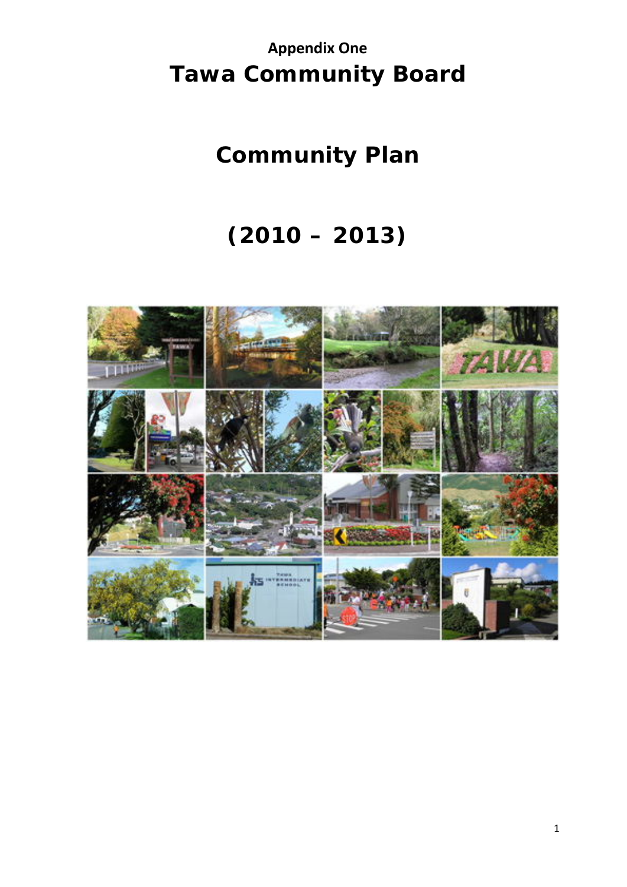**Appendix One**

# Tawa Community Board

# Community Plan

# (2010 – 2013)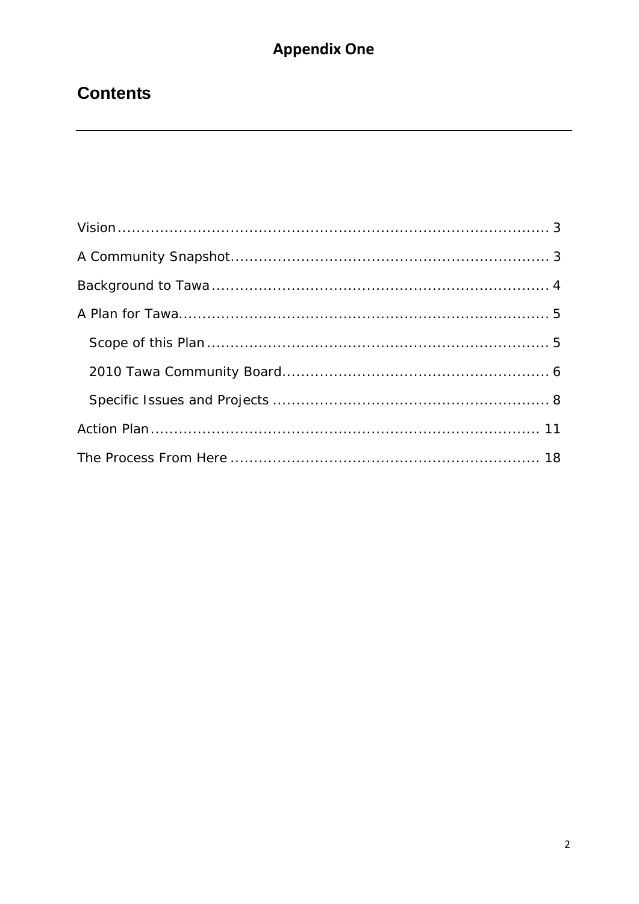**Appendix One**

# Contents

---

- Vision ..... 3
- A Community Snapshot ..... 3
- Background to Tawa ..... 4
- A Plan for Tawa ..... 5
  - Scope of this Plan ..... 5
  - 2010 Tawa Community Board ..... 6
  - Specific Issues and Projects ..... 8
- Action Plan ..... 11
- The Process From Here ..... 18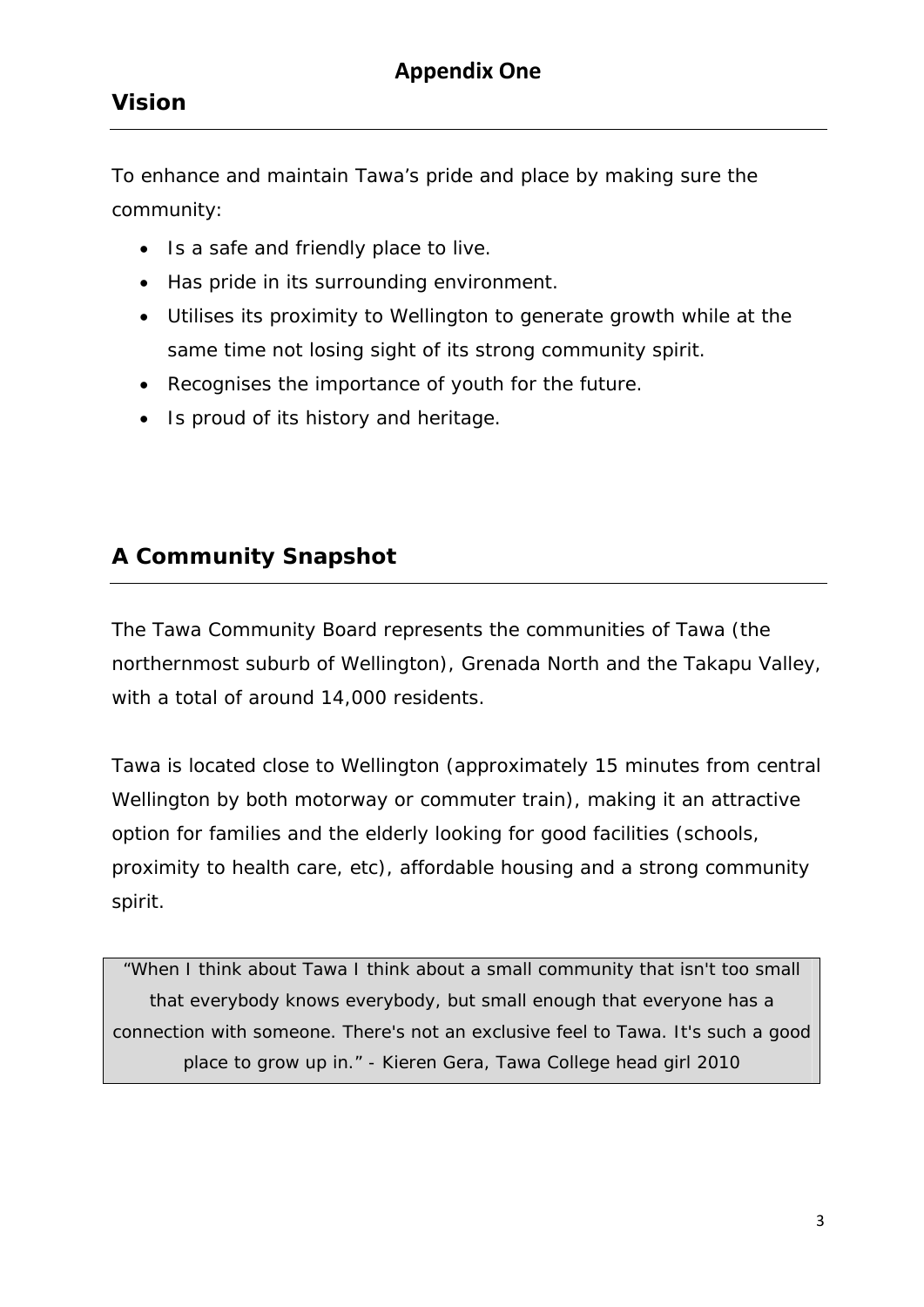# Appendix One

## Vision

To enhance and maintain Tawa's pride and place by making sure the community:

- Is a safe and friendly place to live.
- Has pride in its surrounding environment.
- Utilises its proximity to Wellington to generate growth while at the same time not losing sight of its strong community spirit.
- Recognises the importance of youth for the future.
- Is proud of its history and heritage.

## A Community Snapshot

The Tawa Community Board represents the communities of Tawa (the northernmost suburb of Wellington), Grenada North and the Takapu Valley, with a total of around 14,000 residents.

Tawa is located close to Wellington (approximately 15 minutes from central Wellington by both motorway or commuter train), making it an attractive option for families and the elderly looking for good facilities (schools, proximity to health care, etc), affordable housing and a strong community spirit.

> "When I think about Tawa I think about a small community that isn't too small that everybody knows everybody, but small enough that everyone has a connection with someone. There's not an exclusive feel to Tawa. It's such a good place to grow up in." - Kieren Gera, Tawa College head girl 2010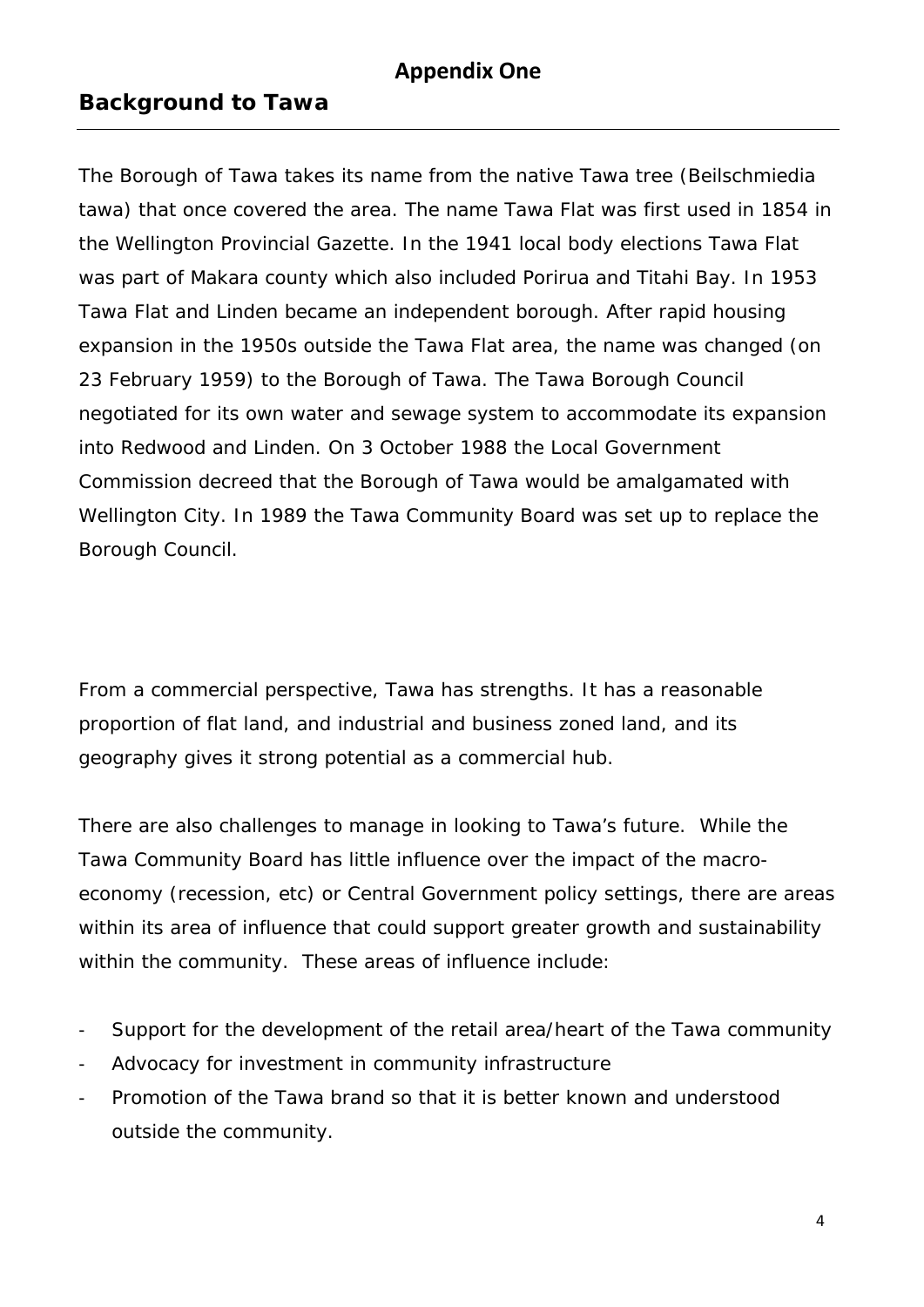# Appendix One

## Background to Tawa

The Borough of Tawa takes its name from the native Tawa tree (Beilschmiedia tawa) that once covered the area. The name Tawa Flat was first used in 1854 in the Wellington Provincial Gazette. In the 1941 local body elections Tawa Flat was part of Makara county which also included Porirua and Titahi Bay. In 1953 Tawa Flat and Linden became an independent borough. After rapid housing expansion in the 1950s outside the Tawa Flat area, the name was changed (on 23 February 1959) to the Borough of Tawa. The Tawa Borough Council negotiated for its own water and sewage system to accommodate its expansion into Redwood and Linden. On 3 October 1988 the Local Government Commission decreed that the Borough of Tawa would be amalgamated with Wellington City. In 1989 the Tawa Community Board was set up to replace the Borough Council.

From a commercial perspective, Tawa has strengths. It has a reasonable proportion of flat land, and industrial and business zoned land, and its geography gives it strong potential as a commercial hub.

There are also challenges to manage in looking to Tawa's future. While the Tawa Community Board has little influence over the impact of the macro-economy (recession, etc) or Central Government policy settings, there are areas within its area of influence that could support greater growth and sustainability within the community. These areas of influence include:

- Support for the development of the retail area/heart of the Tawa community
- Advocacy for investment in community infrastructure
- Promotion of the Tawa brand so that it is better known and understood outside the community.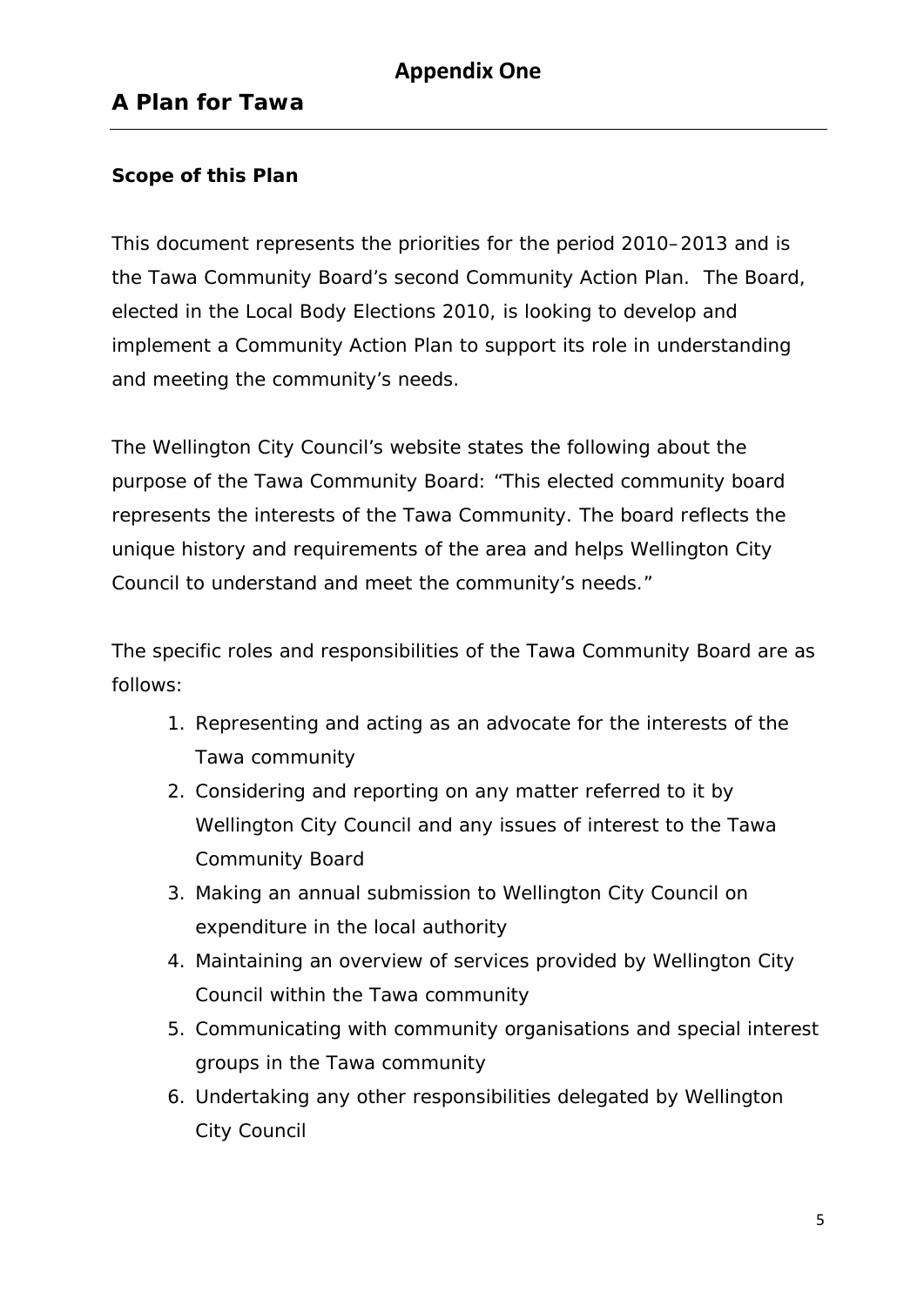## Appendix One

# A Plan for Tawa

### Scope of this Plan

This document represents the priorities for the period 2010–2013 and is the Tawa Community Board's second Community Action Plan. The Board, elected in the Local Body Elections 2010, is looking to develop and implement a Community Action Plan to support its role in understanding and meeting the community's needs.

The Wellington City Council's website states the following about the purpose of the Tawa Community Board: "This elected community board represents the interests of the Tawa Community. The board reflects the unique history and requirements of the area and helps Wellington City Council to understand and meet the community's needs."

The specific roles and responsibilities of the Tawa Community Board are as follows:

1. Representing and acting as an advocate for the interests of the Tawa community
2. Considering and reporting on any matter referred to it by Wellington City Council and any issues of interest to the Tawa Community Board
3. Making an annual submission to Wellington City Council on expenditure in the local authority
4. Maintaining an overview of services provided by Wellington City Council within the Tawa community
5. Communicating with community organisations and special interest groups in the Tawa community
6. Undertaking any other responsibilities delegated by Wellington City Council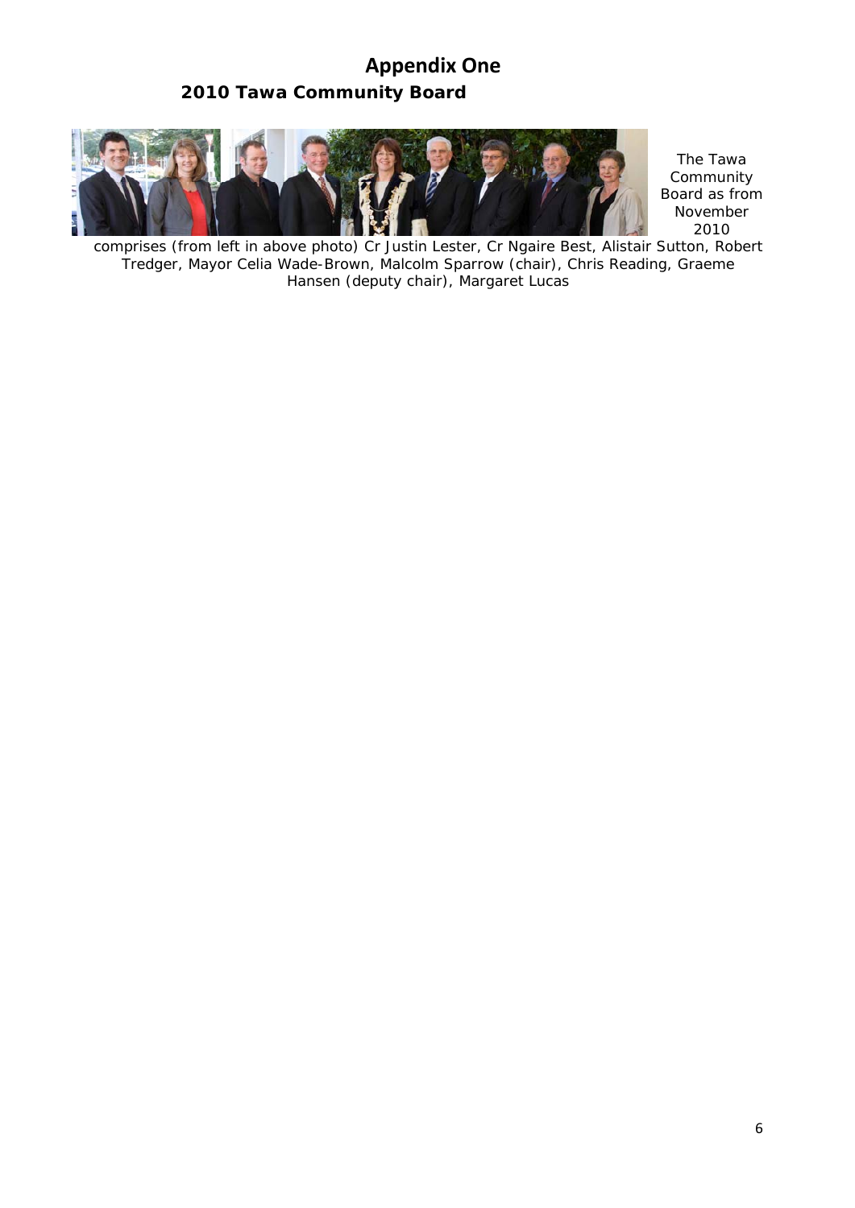# Appendix One

## 2010 Tawa Community Board

The Tawa Community Board as from November 2010 comprises (from left in above photo) Cr Justin Lester, Cr Ngaire Best, Alistair Sutton, Robert Tredger, Mayor Celia Wade-Brown, Malcolm Sparrow (chair), Chris Reading, Graeme Hansen (deputy chair), Margaret Lucas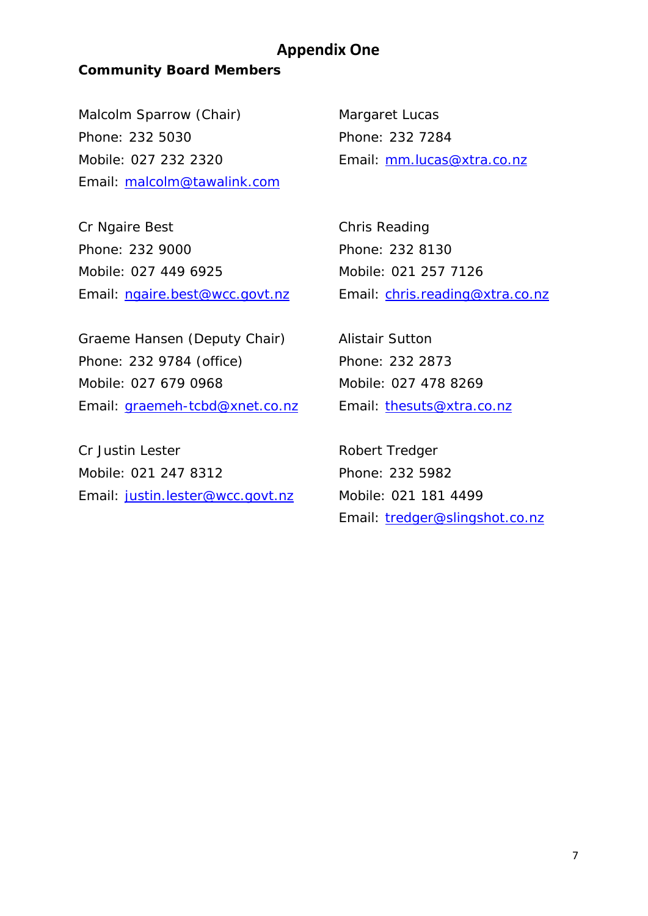# Appendix One

**Community Board Members**

Malcolm Sparrow (Chair)
Phone: 232 5030
Mobile: 027 232 2320
Email: malcolm@tawalink.com

Margaret Lucas
Phone: 232 7284
Email: mm.lucas@xtra.co.nz

Cr Ngaire Best
Phone: 232 9000
Mobile: 027 449 6925
Email: ngaire.best@wcc.govt.nz

Chris Reading
Phone: 232 8130
Mobile: 021 257 7126
Email: chris.reading@xtra.co.nz

Graeme Hansen (Deputy Chair)
Phone: 232 9784 (office)
Mobile: 027 679 0968
Email: graemeh-tcbd@xnet.co.nz

Alistair Sutton
Phone: 232 2873
Mobile: 027 478 8269
Email: thesuts@xtra.co.nz

Cr Justin Lester
Mobile: 021 247 8312
Email: justin.lester@wcc.govt.nz

Robert Tredger
Phone: 232 5982
Mobile: 021 181 4499
Email: tredger@slingshot.co.nz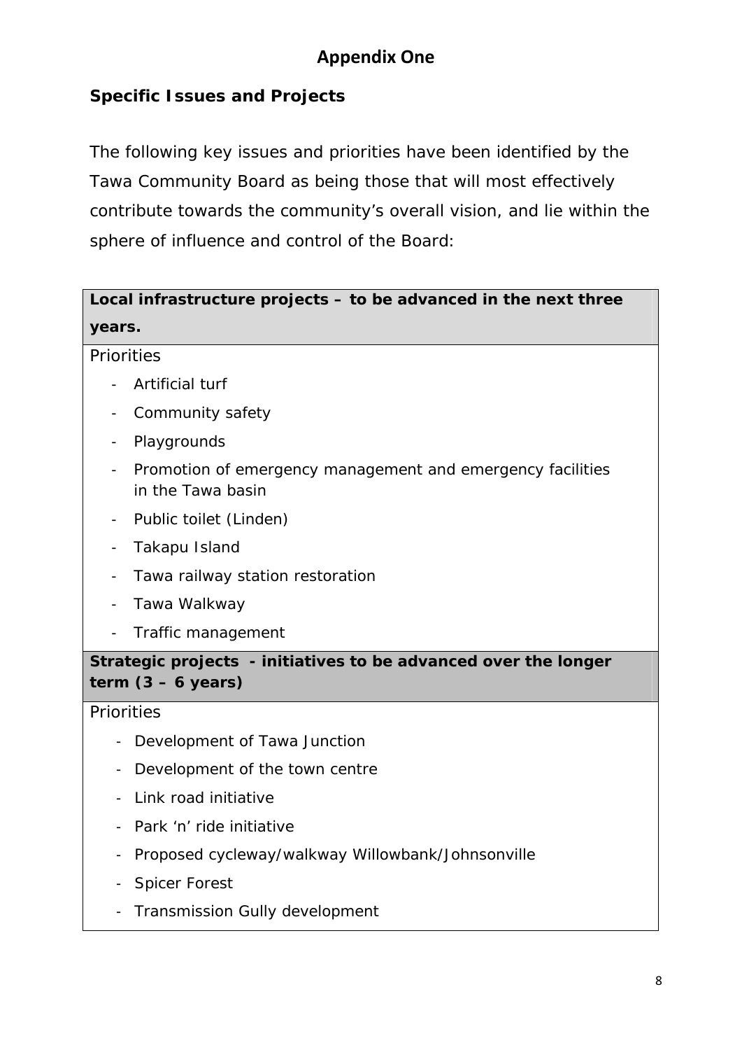## Appendix One

### Specific Issues and Projects

The following key issues and priorities have been identified by the Tawa Community Board as being those that will most effectively contribute towards the community's overall vision, and lie within the sphere of influence and control of the Board:

**Local infrastructure projects – to be advanced in the next three years.**

Priorities

- Artificial turf
- Community safety
- Playgrounds
- Promotion of emergency management and emergency facilities in the Tawa basin
- Public toilet (Linden)
- Takapu Island
- Tawa railway station restoration
- Tawa Walkway
- Traffic management

**Strategic projects - initiatives to be advanced over the longer term (3 – 6 years)**

Priorities

- Development of Tawa Junction
- Development of the town centre
- Link road initiative
- Park 'n' ride initiative
- Proposed cycleway/walkway Willowbank/Johnsonville
- Spicer Forest
- Transmission Gully development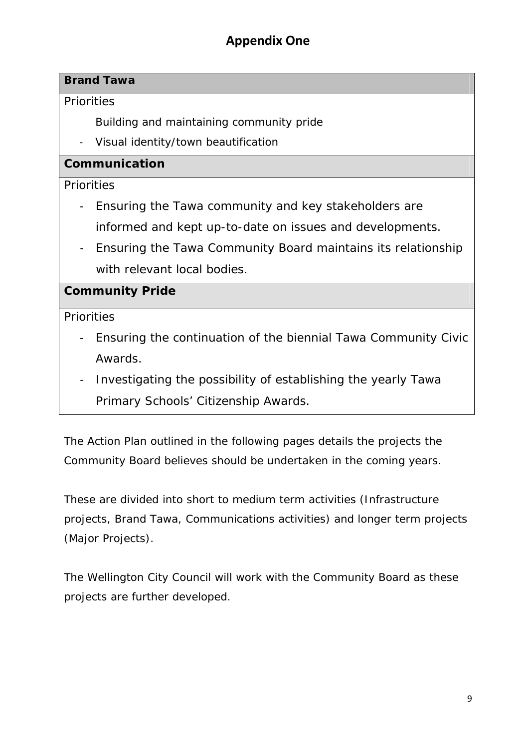## Appendix One

| **Brand Tawa** |
|---|
| Priorities<br>Building and maintaining community pride<br>- Visual identity/town beautification |
| **Communication** |
| Priorities<br>- Ensuring the Tawa community and key stakeholders are informed and kept up-to-date on issues and developments.<br>- Ensuring the Tawa Community Board maintains its relationship with relevant local bodies. |
| **Community Pride** |
| Priorities<br>- Ensuring the continuation of the biennial Tawa Community Civic Awards.<br>- Investigating the possibility of establishing the yearly Tawa Primary Schools' Citizenship Awards. |

The Action Plan outlined in the following pages details the projects the Community Board believes should be undertaken in the coming years.

These are divided into short to medium term activities (Infrastructure projects, Brand Tawa, Communications activities) and longer term projects (Major Projects).

The Wellington City Council will work with the Community Board as these projects are further developed.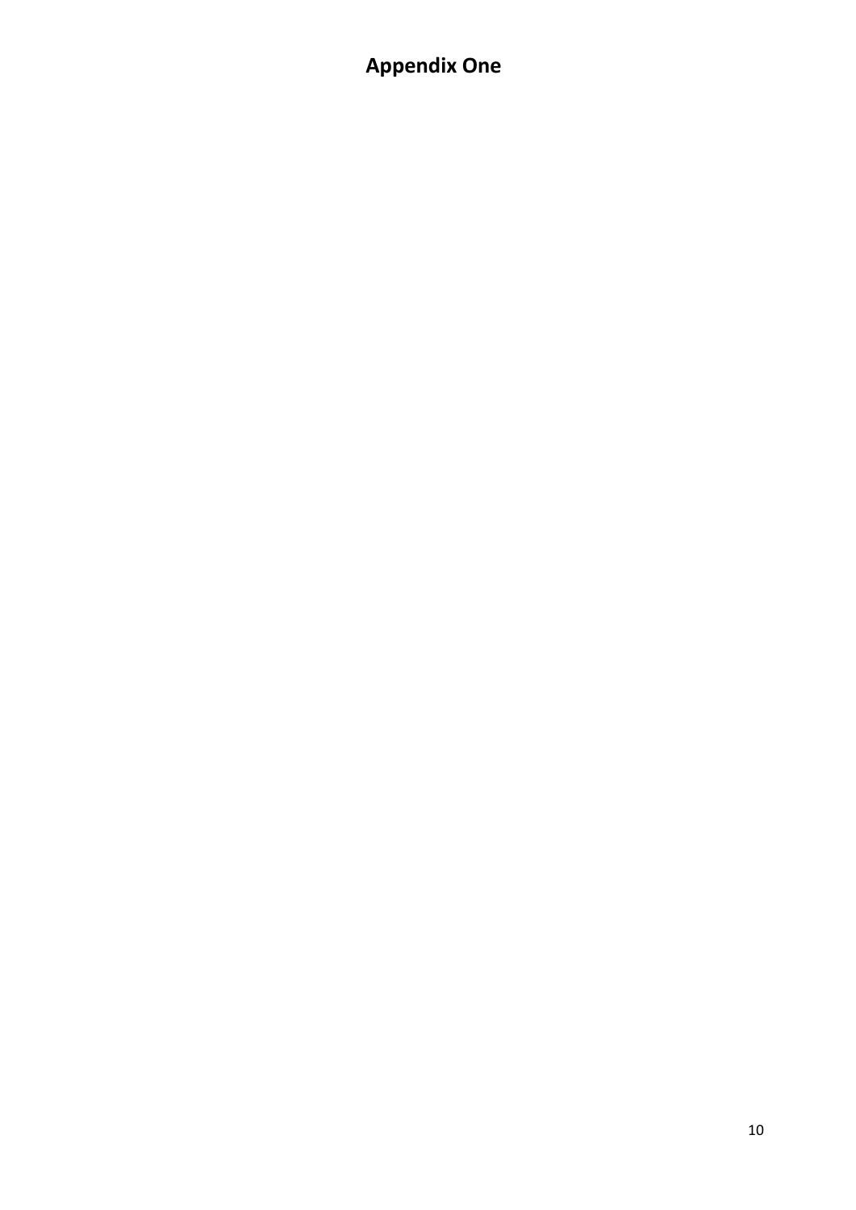# Appendix One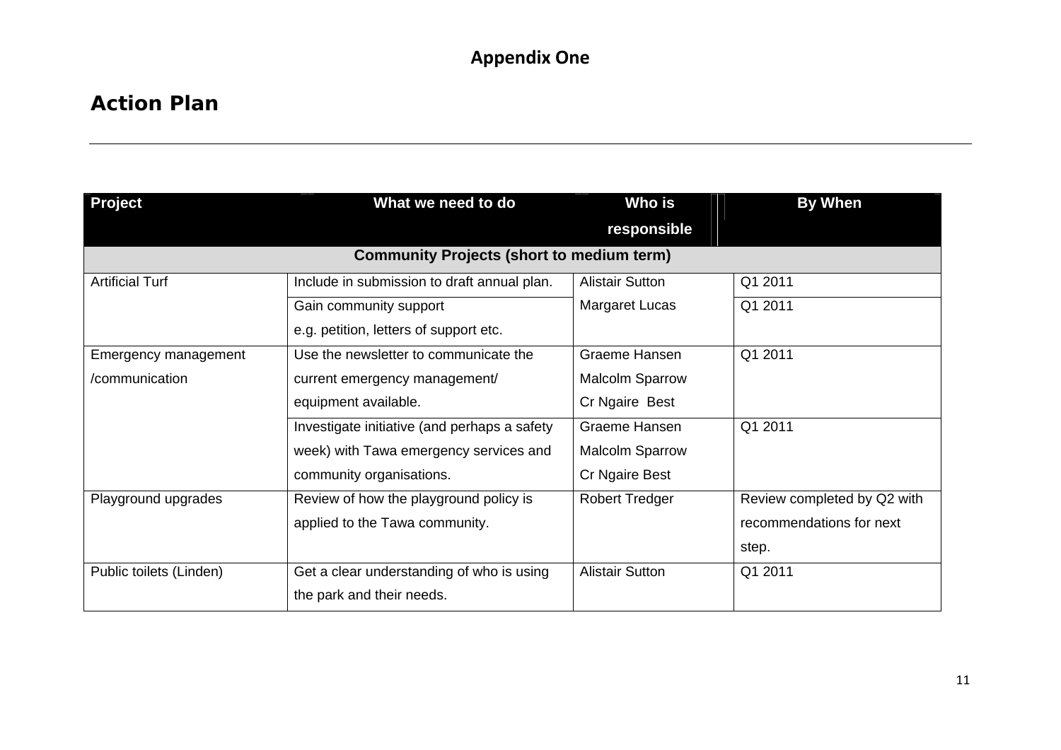## Appendix One

# Action Plan

| Project | What we need to do | Who is responsible | By When |
|---|---|---|---|
| **Community Projects (short to medium term)** | | | |
| Artificial Turf | Include in submission to draft annual plan. | Alistair Sutton<br>Margaret Lucas | Q1 2011 |
| | Gain community support e.g. petition, letters of support etc. | | Q1 2011 |
| Emergency management /communication | Use the newsletter to communicate the current emergency management/ equipment available. | Graeme Hansen<br>Malcolm Sparrow<br>Cr Ngaire Best | Q1 2011 |
| | Investigate initiative (and perhaps a safety week) with Tawa emergency services and community organisations. | Graeme Hansen<br>Malcolm Sparrow<br>Cr Ngaire Best | Q1 2011 |
| Playground upgrades | Review of how the playground policy is applied to the Tawa community. | Robert Tredger | Review completed by Q2 with recommendations for next step. |
| Public toilets (Linden) | Get a clear understanding of who is using the park and their needs. | Alistair Sutton | Q1 2011 |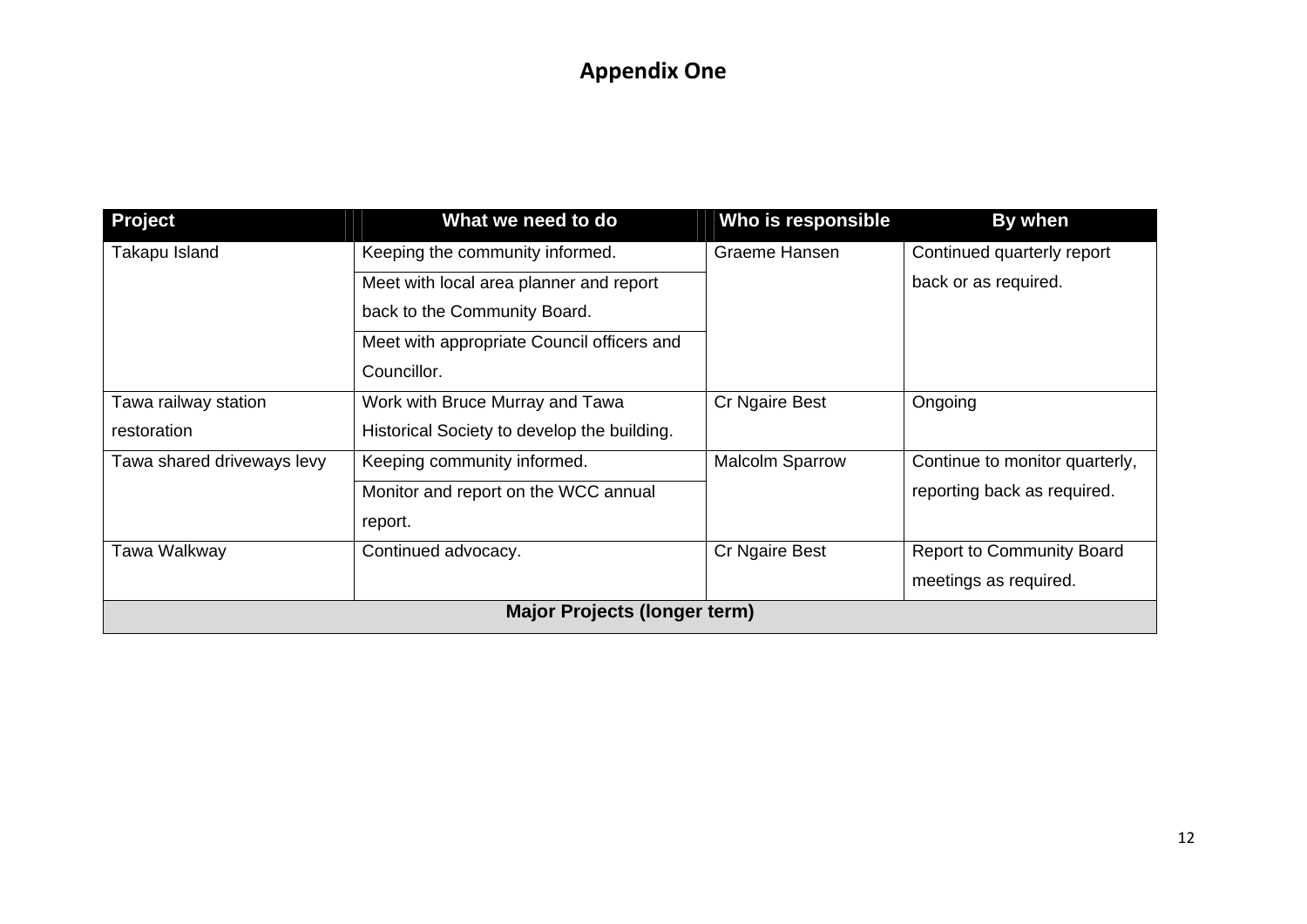# Appendix One

| Project | What we need to do | Who is responsible | By when |
|---|---|---|---|
| Takapu Island | Keeping the community informed.<br>Meet with local area planner and report back to the Community Board.<br>Meet with appropriate Council officers and Councillor. | Graeme Hansen | Continued quarterly report back or as required. |
| Tawa railway station restoration | Work with Bruce Murray and Tawa Historical Society to develop the building. | Cr Ngaire Best | Ongoing |
| Tawa shared driveways levy | Keeping community informed.<br>Monitor and report on the WCC annual report. | Malcolm Sparrow | Continue to monitor quarterly, reporting back as required. |
| Tawa Walkway | Continued advocacy. | Cr Ngaire Best | Report to Community Board meetings as required. |
| **Major Projects (longer term)** | | | |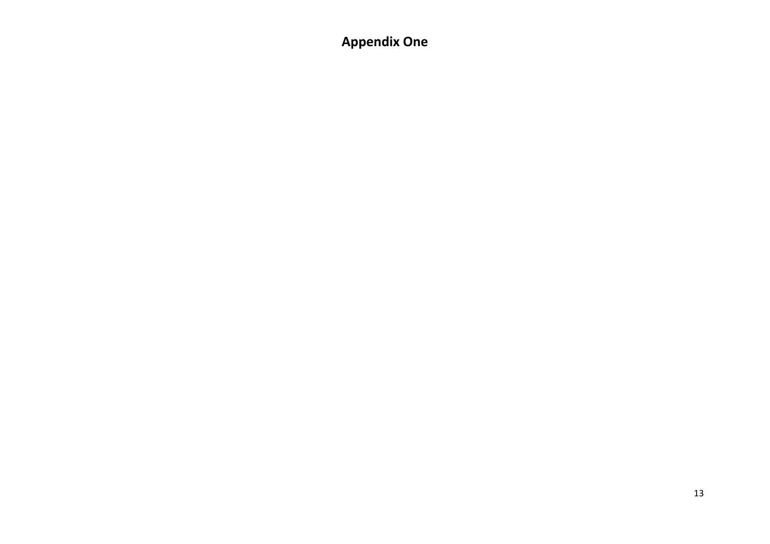# Appendix One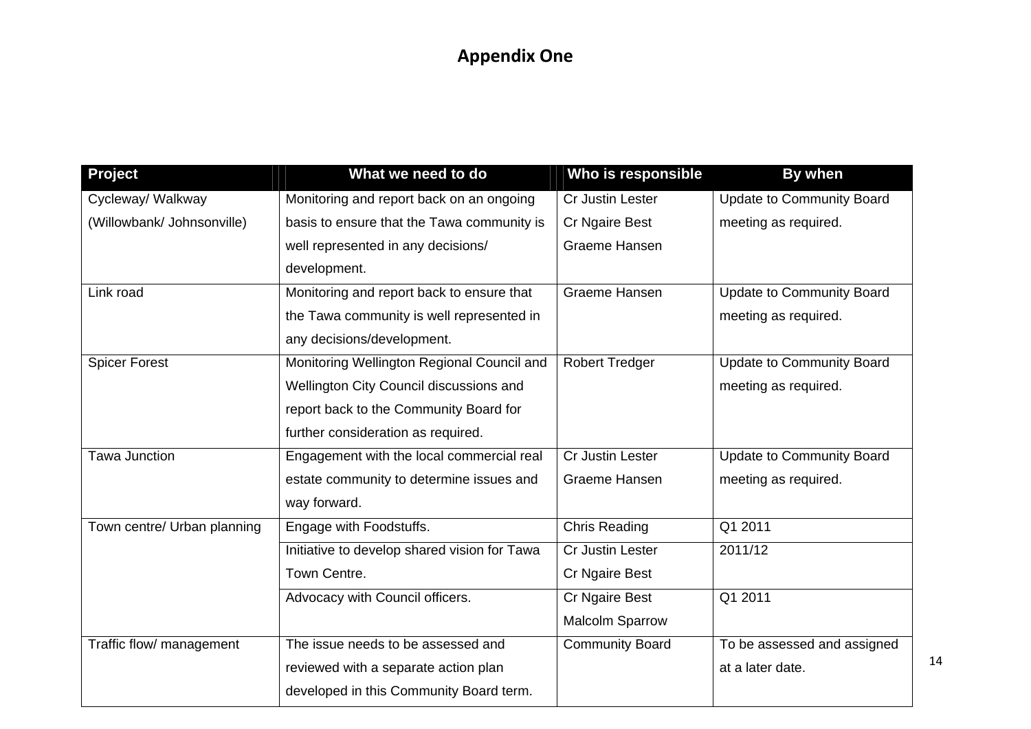# Appendix One

| Project | What we need to do | Who is responsible | By when |
|---|---|---|---|
| Cycleway/ Walkway (Willowbank/ Johnsonville) | Monitoring and report back on an ongoing basis to ensure that the Tawa community is well represented in any decisions/ development. | Cr Justin Lester<br>Cr Ngaire Best<br>Graeme Hansen | Update to Community Board meeting as required. |
| Link road | Monitoring and report back to ensure that the Tawa community is well represented in any decisions/development. | Graeme Hansen | Update to Community Board meeting as required. |
| Spicer Forest | Monitoring Wellington Regional Council and Wellington City Council discussions and report back to the Community Board for further consideration as required. | Robert Tredger | Update to Community Board meeting as required. |
| Tawa Junction | Engagement with the local commercial real estate community to determine issues and way forward. | Cr Justin Lester<br>Graeme Hansen | Update to Community Board meeting as required. |
| Town centre/ Urban planning | Engage with Foodstuffs. | Chris Reading | Q1 2011 |
| | Initiative to develop shared vision for Tawa Town Centre. | Cr Justin Lester<br>Cr Ngaire Best | 2011/12 |
| | Advocacy with Council officers. | Cr Ngaire Best<br>Malcolm Sparrow | Q1 2011 |
| Traffic flow/ management | The issue needs to be assessed and reviewed with a separate action plan developed in this Community Board term. | Community Board | To be assessed and assigned at a later date. |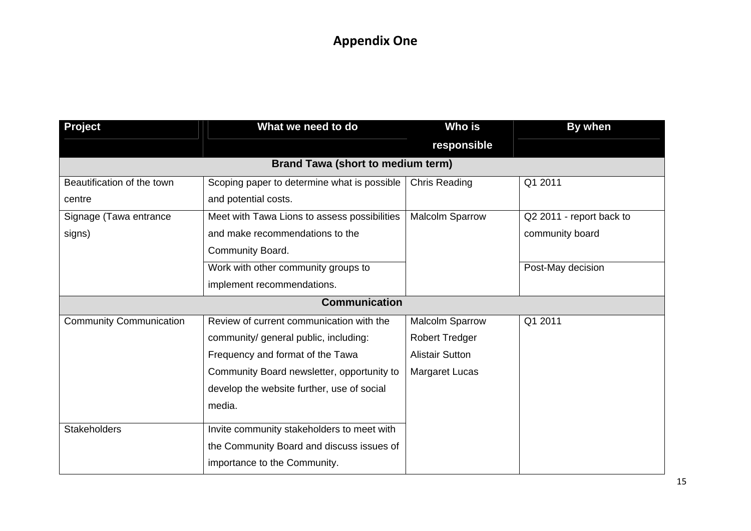# Appendix One

| Project | What we need to do | Who is responsible | By when |
|---|---|---|---|
| **Brand Tawa (short to medium term)** | | | |
| Beautification of the town centre | Scoping paper to determine what is possible and potential costs. | Chris Reading | Q1 2011 |
| Signage (Tawa entrance signs) | Meet with Tawa Lions to assess possibilities and make recommendations to the Community Board. | Malcolm Sparrow | Q2 2011 - report back to community board |
| | Work with other community groups to implement recommendations. | | Post-May decision |
| **Communication** | | | |
| Community Communication | Review of current communication with the community/ general public, including: Frequency and format of the Tawa Community Board newsletter, opportunity to develop the website further, use of social media. | Malcolm Sparrow<br>Robert Tredger<br>Alistair Sutton<br>Margaret Lucas | Q1 2011 |
| Stakeholders | Invite community stakeholders to meet with the Community Board and discuss issues of importance to the Community. | | |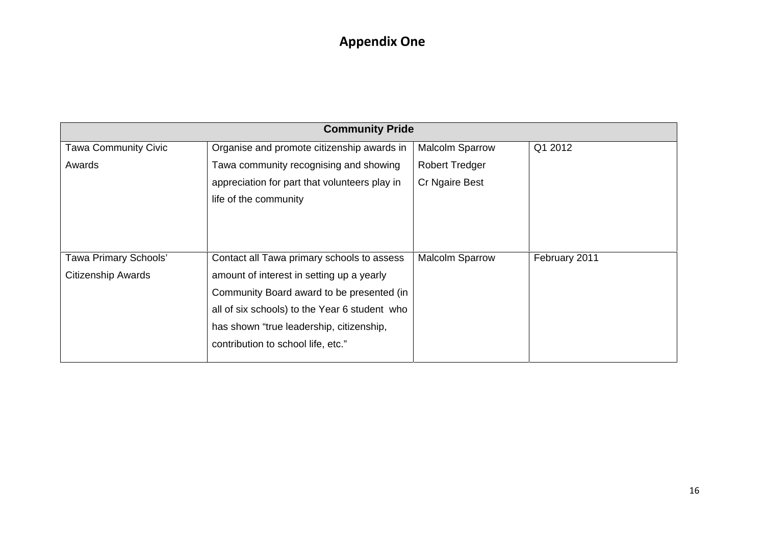# Appendix One

| Community Pride | | | |
|---|---|---|---|
| Tawa Community Civic Awards | Organise and promote citizenship awards in Tawa community recognising and showing appreciation for part that volunteers play in life of the community | Malcolm Sparrow<br>Robert Tredger<br>Cr Ngaire Best | Q1 2012 |
| Tawa Primary Schools' Citizenship Awards | Contact all Tawa primary schools to assess amount of interest in setting up a yearly Community Board award to be presented (in all of six schools) to the Year 6 student who has shown "true leadership, citizenship, contribution to school life, etc." | Malcolm Sparrow | February 2011 |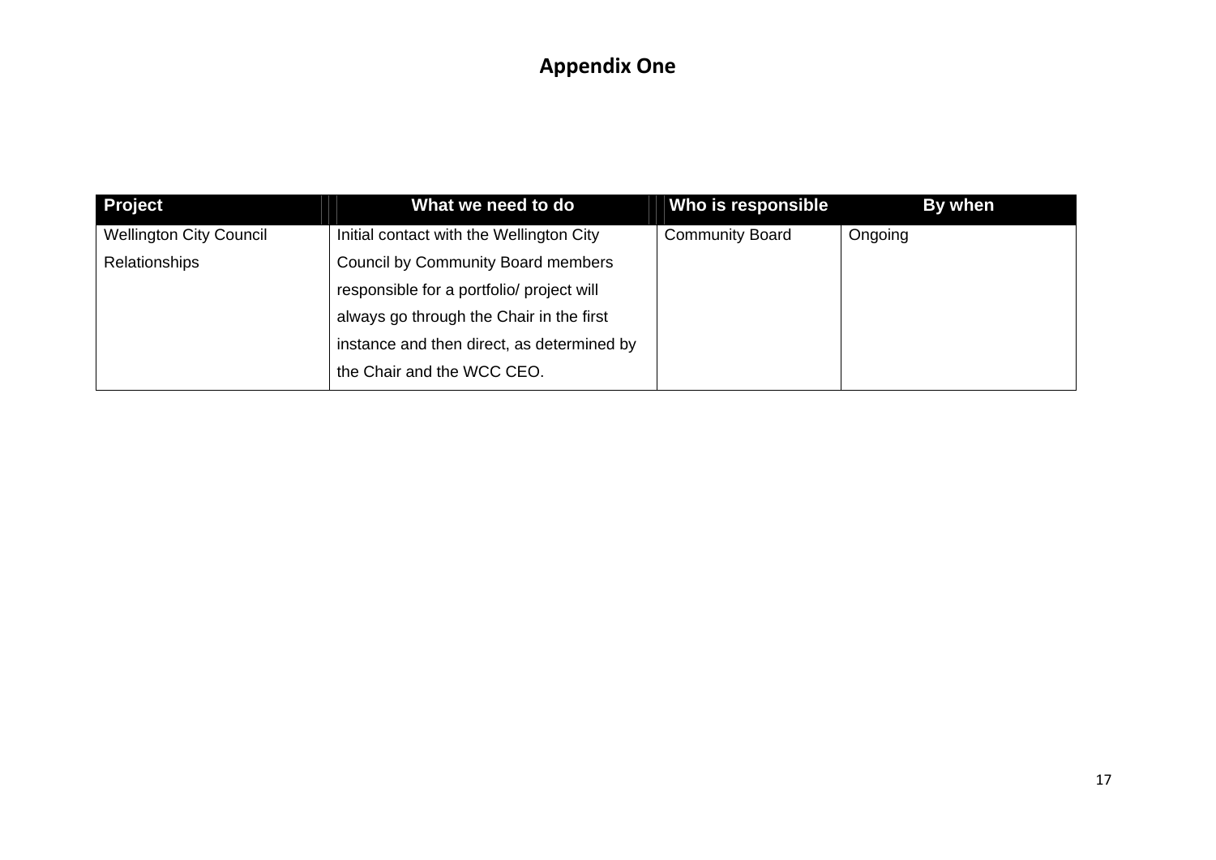# Appendix One

| Project | What we need to do | Who is responsible | By when |
|---|---|---|---|
| Wellington City Council Relationships | Initial contact with the Wellington City Council by Community Board members responsible for a portfolio/ project will always go through the Chair in the first instance and then direct, as determined by the Chair and the WCC CEO. | Community Board | Ongoing |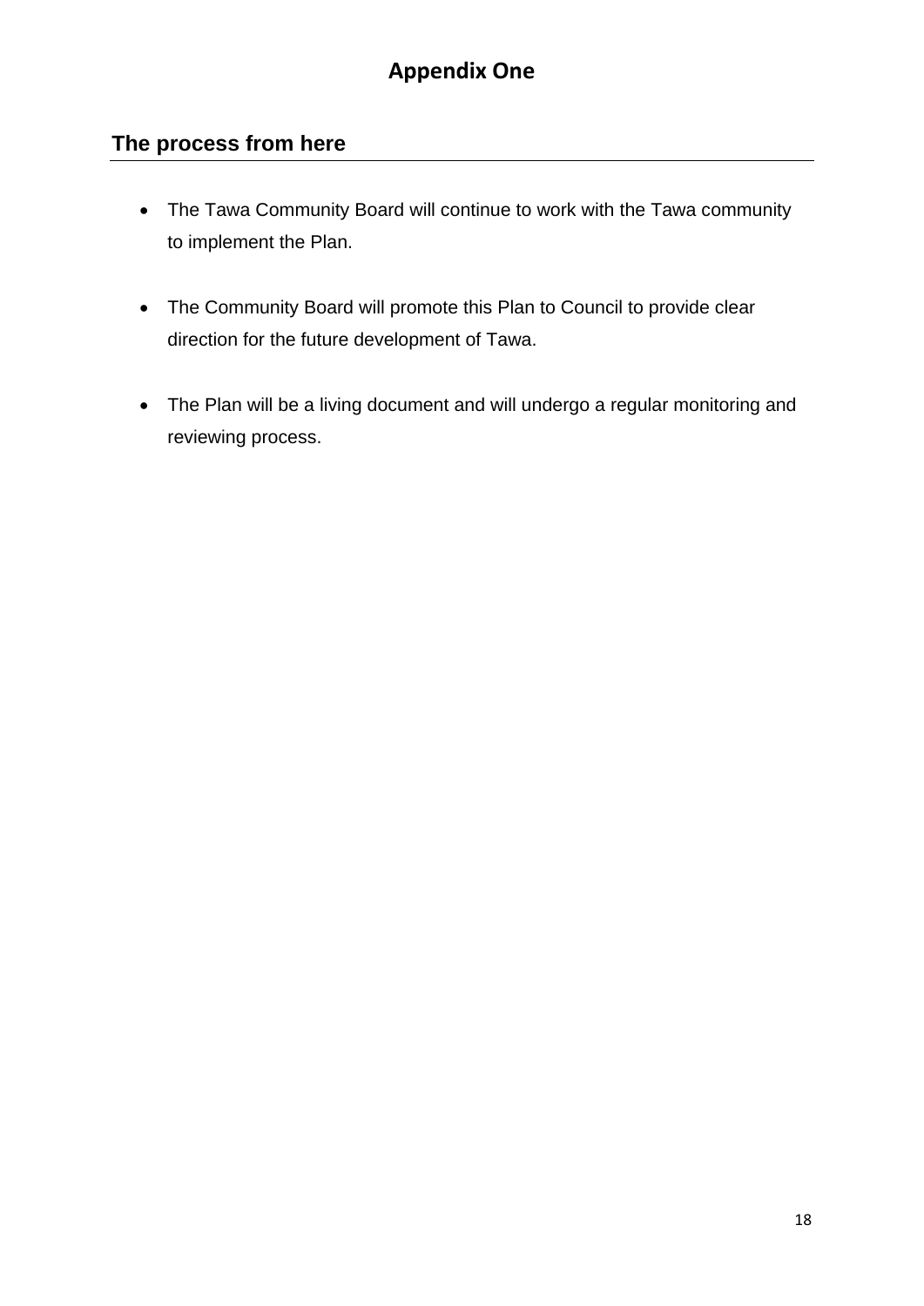# Appendix One

## The process from here

- The Tawa Community Board will continue to work with the Tawa community to implement the Plan.

- The Community Board will promote this Plan to Council to provide clear direction for the future development of Tawa.

- The Plan will be a living document and will undergo a regular monitoring and reviewing process.